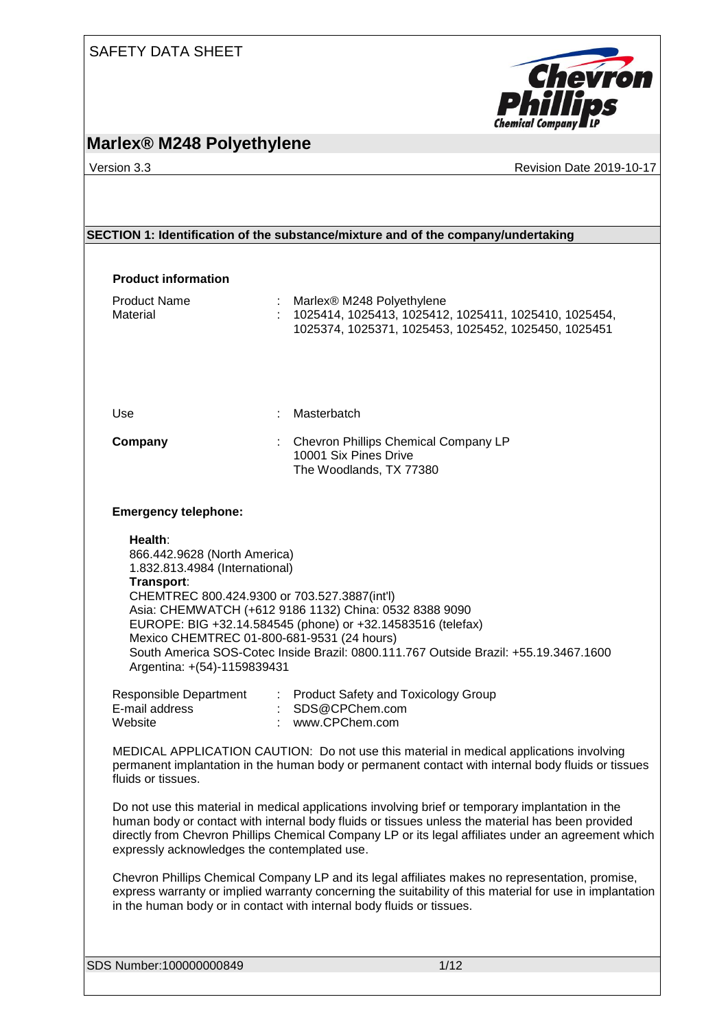SAFETY DATA SHEET

# Marlex® M248 Polyethylene

Version 3.3 — Revision Date 2019-10-17

## SECTION 1: Identification of the substance/mixture and of the company/undertaking

### Product information

Product Name : Marlex® M248 Polyethylene
Material : 1025414, 1025413, 1025412, 1025411, 1025410, 1025454, 1025374, 1025371, 1025453, 1025452, 1025450, 1025451

Use : Masterbatch

**Company** : Chevron Phillips Chemical Company LP
10001 Six Pines Drive
The Woodlands, TX 77380

### Emergency telephone:

**Health**:
866.442.9628 (North America)
1.832.813.4984 (International)
**Transport**:
CHEMTREC 800.424.9300 or 703.527.3887(int'l)
Asia: CHEMWATCH (+612 9186 1132) China: 0532 8388 9090
EUROPE: BIG +32.14.584545 (phone) or +32.14583516 (telefax)
Mexico CHEMTREC 01-800-681-9531 (24 hours)
South America SOS-Cotec Inside Brazil: 0800.111.767 Outside Brazil: +55.19.3467.1600
Argentina: +(54)-1159839431

Responsible Department : Product Safety and Toxicology Group
E-mail address : SDS@CPChem.com
Website : www.CPChem.com

MEDICAL APPLICATION CAUTION: Do not use this material in medical applications involving permanent implantation in the human body or permanent contact with internal body fluids or tissues fluids or tissues.

Do not use this material in medical applications involving brief or temporary implantation in the human body or contact with internal body fluids or tissues unless the material has been provided directly from Chevron Phillips Chemical Company LP or its legal affiliates under an agreement which expressly acknowledges the contemplated use.

Chevron Phillips Chemical Company LP and its legal affiliates makes no representation, promise, express warranty or implied warranty concerning the suitability of this material for use in implantation in the human body or in contact with internal body fluids or tissues.

SDS Number:100000000849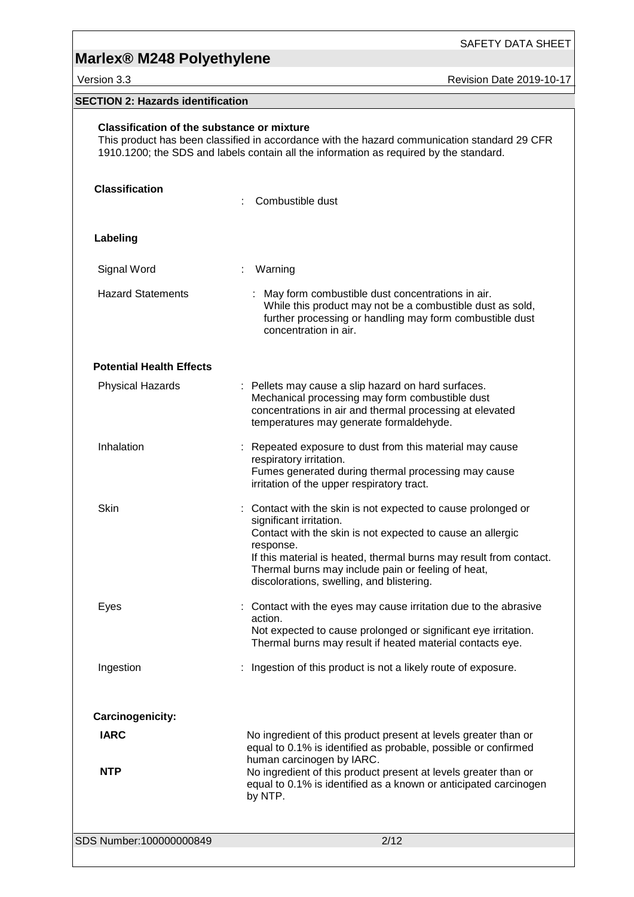## SECTION 2: Hazards identification

**Classification of the substance or mixture**

This product has been classified in accordance with the hazard communication standard 29 CFR 1910.1200; the SDS and labels contain all the information as required by the standard.

**Classification** : Combustible dust

**Labeling**

Signal Word : Warning

Hazard Statements : May form combustible dust concentrations in air. While this product may not be a combustible dust as sold, further processing or handling may form combustible dust concentration in air.

**Potential Health Effects**

Physical Hazards : Pellets may cause a slip hazard on hard surfaces. Mechanical processing may form combustible dust concentrations in air and thermal processing at elevated temperatures may generate formaldehyde.

Inhalation : Repeated exposure to dust from this material may cause respiratory irritation. Fumes generated during thermal processing may cause irritation of the upper respiratory tract.

Skin : Contact with the skin is not expected to cause prolonged or significant irritation. Contact with the skin is not expected to cause an allergic response. If this material is heated, thermal burns may result from contact. Thermal burns may include pain or feeling of heat, discolorations, swelling, and blistering.

Eyes : Contact with the eyes may cause irritation due to the abrasive action. Not expected to cause prolonged or significant eye irritation. Thermal burns may result if heated material contacts eye.

Ingestion : Ingestion of this product is not a likely route of exposure.

**Carcinogenicity:**

**IARC** No ingredient of this product present at levels greater than or equal to 0.1% is identified as probable, possible or confirmed human carcinogen by IARC.

**NTP** No ingredient of this product present at levels greater than or equal to 0.1% is identified as a known or anticipated carcinogen by NTP.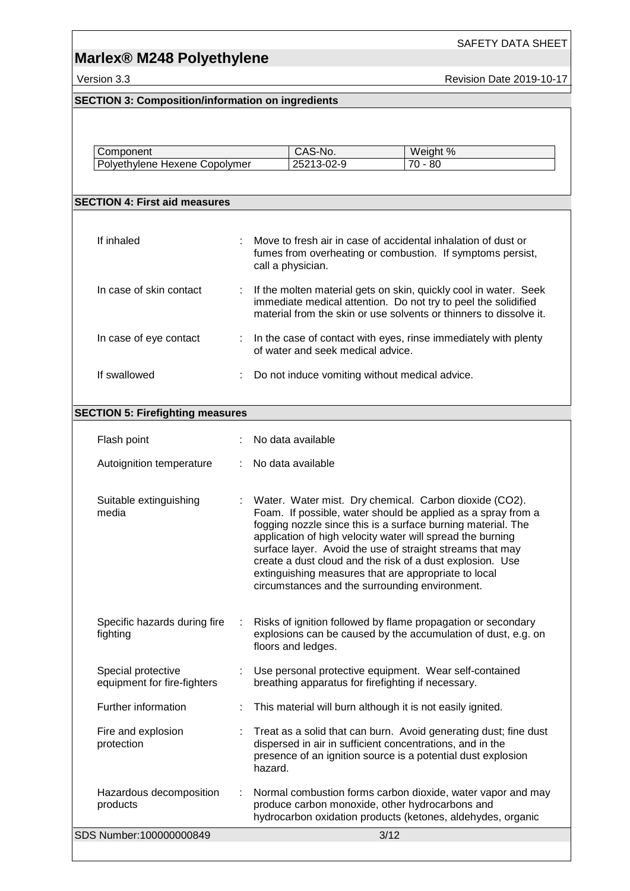## SECTION 3: Composition/information on ingredients

| Component | CAS-No. | Weight % |
|---|---|---|
| Polyethylene Hexene Copolymer | 25213-02-9 | 70 - 80 |

## SECTION 4: First aid measures

| | |
|---|---|
| If inhaled | : Move to fresh air in case of accidental inhalation of dust or fumes from overheating or combustion. If symptoms persist, call a physician. |
| In case of skin contact | : If the molten material gets on skin, quickly cool in water. Seek immediate medical attention. Do not try to peel the solidified material from the skin or use solvents or thinners to dissolve it. |
| In case of eye contact | : In the case of contact with eyes, rinse immediately with plenty of water and seek medical advice. |
| If swallowed | : Do not induce vomiting without medical advice. |

## SECTION 5: Firefighting measures

| | |
|---|---|
| Flash point | : No data available |
| Autoignition temperature | : No data available |
| Suitable extinguishing media | : Water. Water mist. Dry chemical. Carbon dioxide ($CO_2$). Foam. If possible, water should be applied as a spray from a fogging nozzle since this is a surface burning material. The application of high velocity water will spread the burning surface layer. Avoid the use of straight streams that may create a dust cloud and the risk of a dust explosion. Use extinguishing measures that are appropriate to local circumstances and the surrounding environment. |
| Specific hazards during fire fighting | : Risks of ignition followed by flame propagation or secondary explosions can be caused by the accumulation of dust, e.g. on floors and ledges. |
| Special protective equipment for fire-fighters | : Use personal protective equipment. Wear self-contained breathing apparatus for firefighting if necessary. |
| Further information | : This material will burn although it is not easily ignited. |
| Fire and explosion protection | : Treat as a solid that can burn. Avoid generating dust; fine dust dispersed in air in sufficient concentrations, and in the presence of an ignition source is a potential dust explosion hazard. |
| Hazardous decomposition products | : Normal combustion forms carbon dioxide, water vapor and may produce carbon monoxide, other hydrocarbons and hydrocarbon oxidation products (ketones, aldehydes, organic |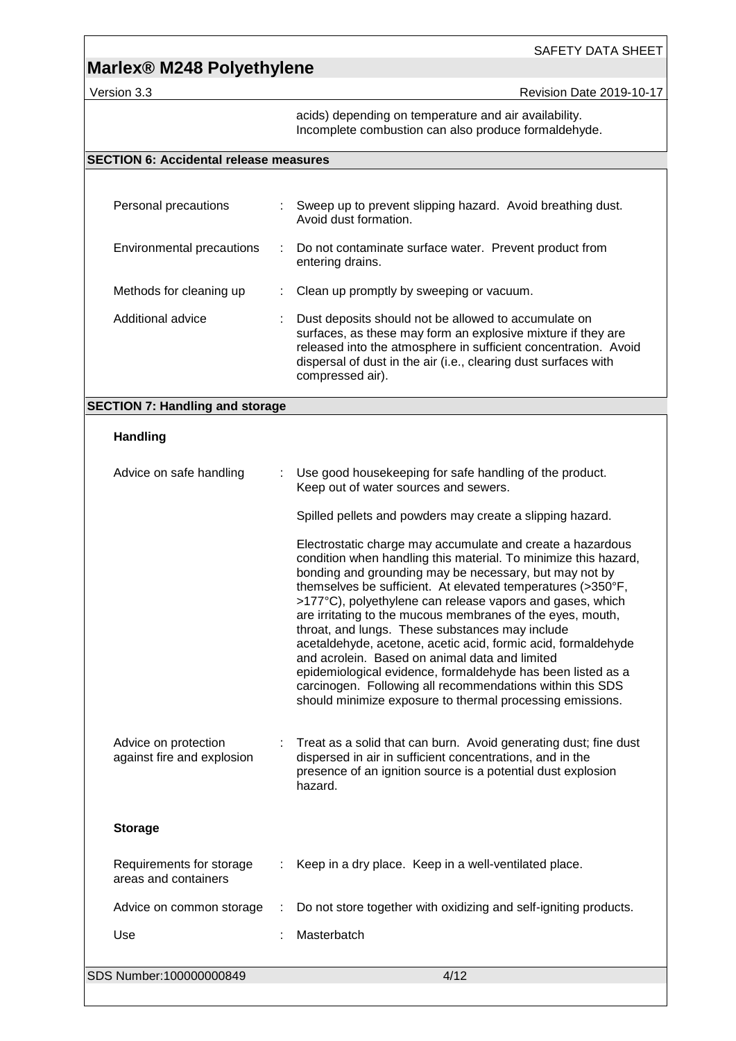acids) depending on temperature and air availability. Incomplete combustion can also produce formaldehyde.

## SECTION 6: Accidental release measures

| | |
|---|---|
| Personal precautions | Sweep up to prevent slipping hazard. Avoid breathing dust. Avoid dust formation. |
| Environmental precautions | Do not contaminate surface water. Prevent product from entering drains. |
| Methods for cleaning up | Clean up promptly by sweeping or vacuum. |
| Additional advice | Dust deposits should not be allowed to accumulate on surfaces, as these may form an explosive mixture if they are released into the atmosphere in sufficient concentration. Avoid dispersal of dust in the air (i.e., clearing dust surfaces with compressed air). |

## SECTION 7: Handling and storage

### Handling

**Advice on safe handling:** Use good housekeeping for safe handling of the product. Keep out of water sources and sewers.

Spilled pellets and powders may create a slipping hazard.

Electrostatic charge may accumulate and create a hazardous condition when handling this material. To minimize this hazard, bonding and grounding may be necessary, but may not by themselves be sufficient. At elevated temperatures (>350°F, >177°C), polyethylene can release vapors and gases, which are irritating to the mucous membranes of the eyes, mouth, throat, and lungs. These substances may include acetaldehyde, acetone, acetic acid, formic acid, formaldehyde and acrolein. Based on animal data and limited epidemiological evidence, formaldehyde has been listed as a carcinogen. Following all recommendations within this SDS should minimize exposure to thermal processing emissions.

**Advice on protection against fire and explosion:** Treat as a solid that can burn. Avoid generating dust; fine dust dispersed in air in sufficient concentrations, and in the presence of an ignition source is a potential dust explosion hazard.

### Storage

| | |
|---|---|
| Requirements for storage areas and containers | Keep in a dry place. Keep in a well-ventilated place. |
| Advice on common storage | Do not store together with oxidizing and self-igniting products. |
| Use | Masterbatch |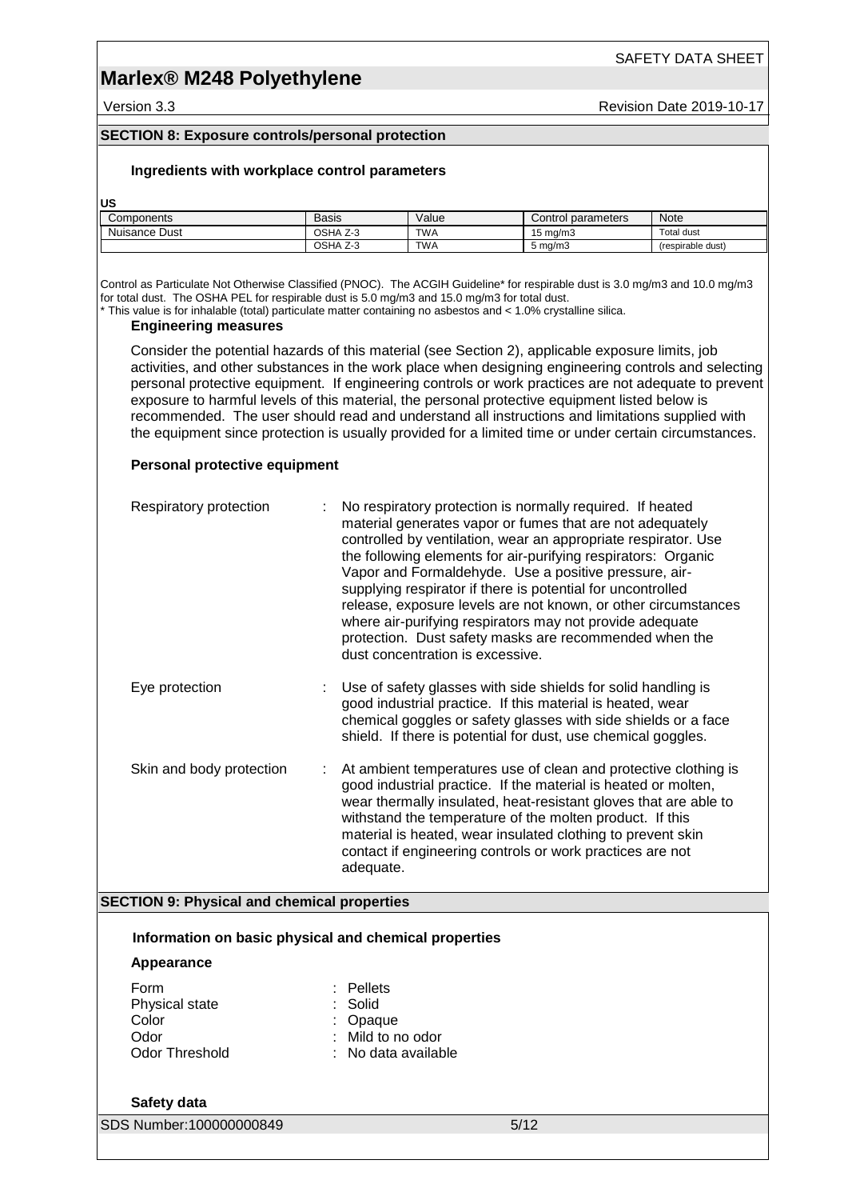## SECTION 8: Exposure controls/personal protection

### Ingredients with workplace control parameters

**US**

| Components | Basis | Value | Control parameters | Note |
|---|---|---|---|---|
| Nuisance Dust | OSHA Z-3 | TWA | 15 mg/m3 | Total dust |
| | OSHA Z-3 | TWA | 5 mg/m3 | (respirable dust) |

Control as Particulate Not Otherwise Classified (PNOC). The ACGIH Guideline* for respirable dust is 3.0 mg/m3 and 10.0 mg/m3 for total dust. The OSHA PEL for respirable dust is 5.0 mg/m3 and 15.0 mg/m3 for total dust.
* This value is for inhalable (total) particulate matter containing no asbestos and < 1.0% crystalline silica.

**Engineering measures**

Consider the potential hazards of this material (see Section 2), applicable exposure limits, job activities, and other substances in the work place when designing engineering controls and selecting personal protective equipment. If engineering controls or work practices are not adequate to prevent exposure to harmful levels of this material, the personal protective equipment listed below is recommended. The user should read and understand all instructions and limitations supplied with the equipment since protection is usually provided for a limited time or under certain circumstances.

### Personal protective equipment

Respiratory protection : No respiratory protection is normally required. If heated material generates vapor or fumes that are not adequately controlled by ventilation, wear an appropriate respirator. Use the following elements for air-purifying respirators: Organic Vapor and Formaldehyde. Use a positive pressure, air-supplying respirator if there is potential for uncontrolled release, exposure levels are not known, or other circumstances where air-purifying respirators may not provide adequate protection. Dust safety masks are recommended when the dust concentration is excessive.

Eye protection : Use of safety glasses with side shields for solid handling is good industrial practice. If this material is heated, wear chemical goggles or safety glasses with side shields or a face shield. If there is potential for dust, use chemical goggles.

Skin and body protection : At ambient temperatures use of clean and protective clothing is good industrial practice. If the material is heated or molten, wear thermally insulated, heat-resistant gloves that are able to withstand the temperature of the molten product. If this material is heated, wear insulated clothing to prevent skin contact if engineering controls or work practices are not adequate.

## SECTION 9: Physical and chemical properties

### Information on basic physical and chemical properties

**Appearance**

Form : Pellets
Physical state : Solid
Color : Opaque
Odor : Mild to no odor
Odor Threshold : No data available

**Safety data**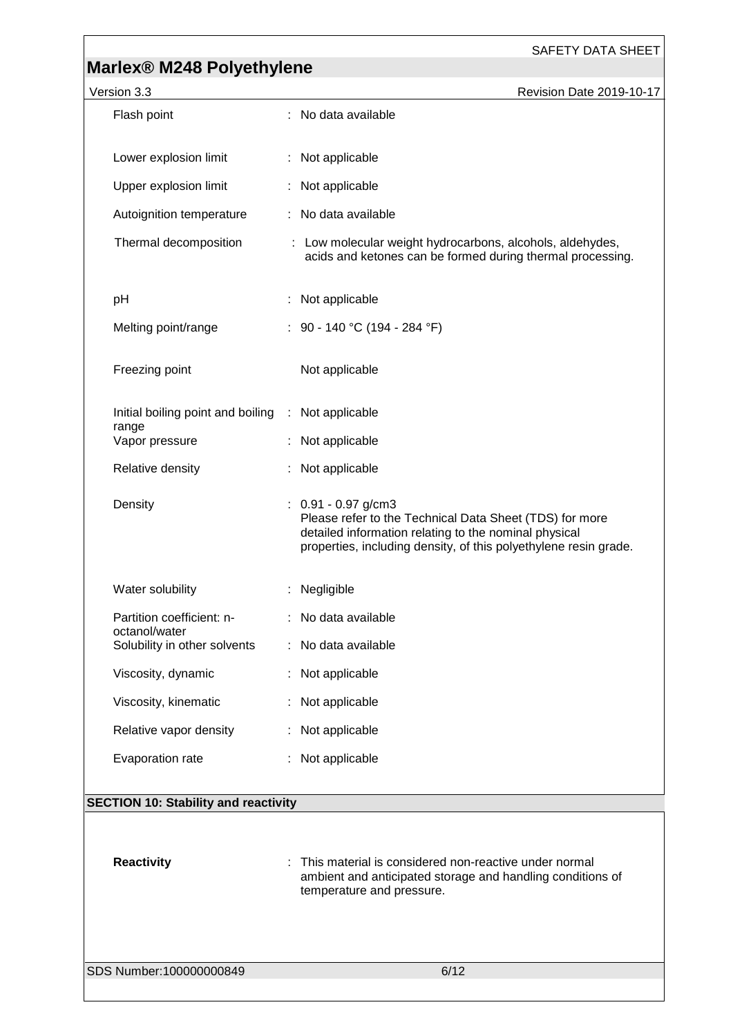| Property | Value |
|---|---|
| Flash point | : No data available |
| Lower explosion limit | : Not applicable |
| Upper explosion limit | : Not applicable |
| Autoignition temperature | : No data available |
| Thermal decomposition | : Low molecular weight hydrocarbons, alcohols, aldehydes, acids and ketones can be formed during thermal processing. |
| pH | : Not applicable |
| Melting point/range | : 90 - 140 °C (194 - 284 °F) |
| Freezing point | Not applicable |
| Initial boiling point and boiling range | : Not applicable |
| Vapor pressure | : Not applicable |
| Relative density | : Not applicable |
| Density | : 0.91 - 0.97 g/cm3<br>Please refer to the Technical Data Sheet (TDS) for more detailed information relating to the nominal physical properties, including density, of this polyethylene resin grade. |
| Water solubility | : Negligible |
| Partition coefficient: n-octanol/water | : No data available |
| Solubility in other solvents | : No data available |
| Viscosity, dynamic | : Not applicable |
| Viscosity, kinematic | : Not applicable |
| Relative vapor density | : Not applicable |
| Evaporation rate | : Not applicable |

## SECTION 10: Stability and reactivity

**Reactivity** : This material is considered non-reactive under normal ambient and anticipated storage and handling conditions of temperature and pressure.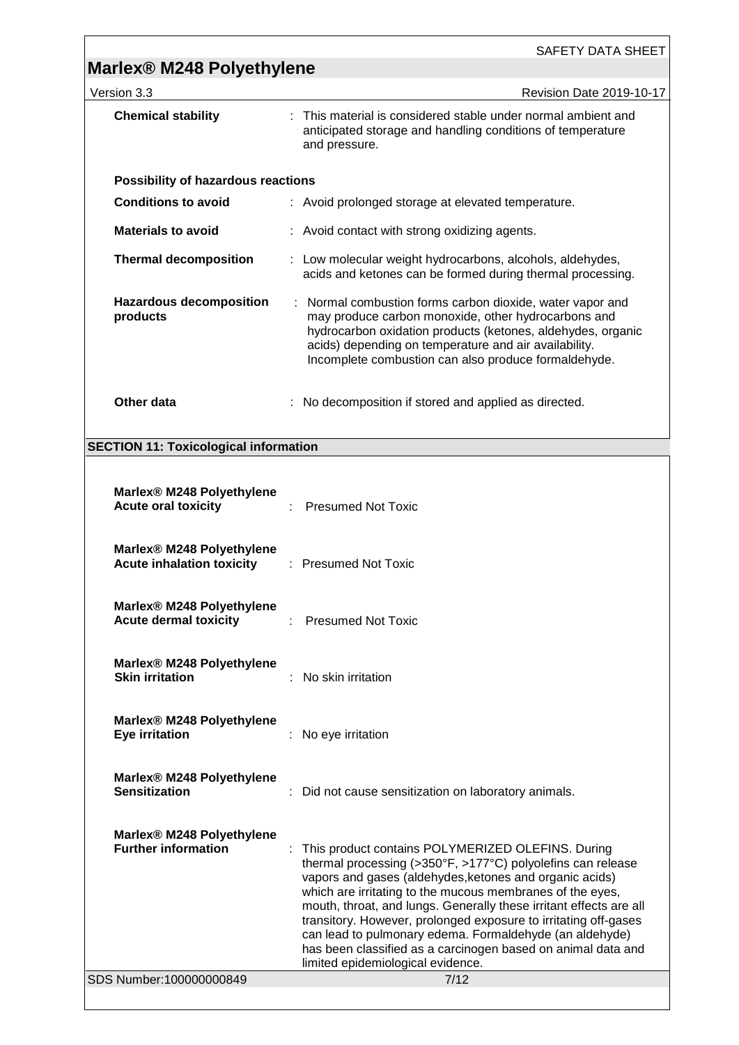**Chemical stability** : This material is considered stable under normal ambient and anticipated storage and handling conditions of temperature and pressure.

**Possibility of hazardous reactions**

**Conditions to avoid** : Avoid prolonged storage at elevated temperature.

**Materials to avoid** : Avoid contact with strong oxidizing agents.

**Thermal decomposition** : Low molecular weight hydrocarbons, alcohols, aldehydes, acids and ketones can be formed during thermal processing.

**Hazardous decomposition products** : Normal combustion forms carbon dioxide, water vapor and may produce carbon monoxide, other hydrocarbons and hydrocarbon oxidation products (ketones, aldehydes, organic acids) depending on temperature and air availability. Incomplete combustion can also produce formaldehyde.

**Other data** : No decomposition if stored and applied as directed.

## SECTION 11: Toxicological information

**Marlex® M248 Polyethylene**
**Acute oral toxicity** : Presumed Not Toxic

**Marlex® M248 Polyethylene**
**Acute inhalation toxicity** : Presumed Not Toxic

**Marlex® M248 Polyethylene**
**Acute dermal toxicity** : Presumed Not Toxic

**Marlex® M248 Polyethylene**
**Skin irritation** : No skin irritation

**Marlex® M248 Polyethylene**
**Eye irritation** : No eye irritation

**Marlex® M248 Polyethylene**
**Sensitization** : Did not cause sensitization on laboratory animals.

**Marlex® M248 Polyethylene**
**Further information** : This product contains POLYMERIZED OLEFINS. During thermal processing (>350°F, >177°C) polyolefins can release vapors and gases (aldehydes,ketones and organic acids) which are irritating to the mucous membranes of the eyes, mouth, throat, and lungs. Generally these irritant effects are all transitory. However, prolonged exposure to irritating off-gases can lead to pulmonary edema. Formaldehyde (an aldehyde) has been classified as a carcinogen based on animal data and limited epidemiological evidence.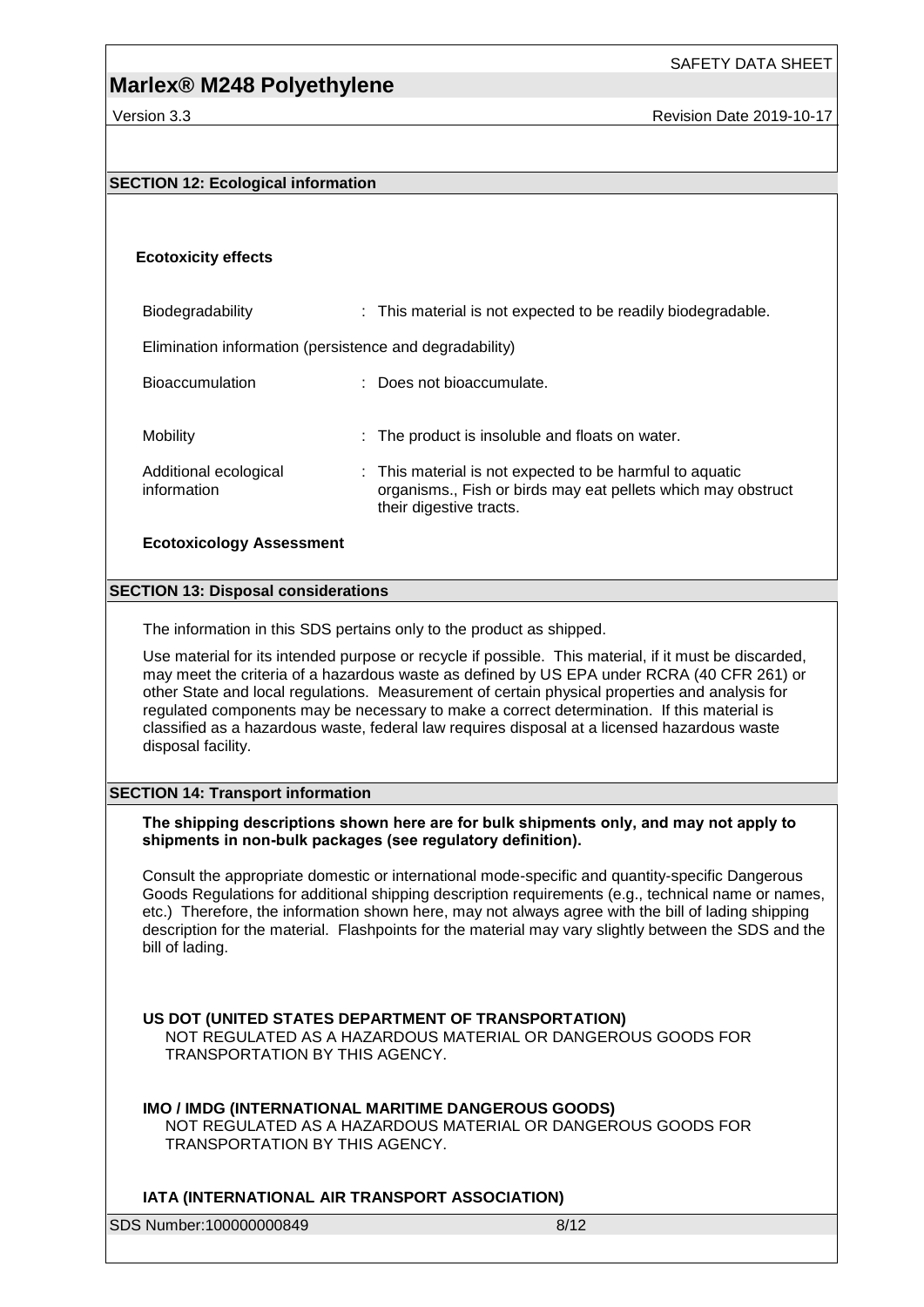## SECTION 12: Ecological information

### Ecotoxicity effects

| | |
|---|---|
| Biodegradability | : This material is not expected to be readily biodegradable. |

Elimination information (persistence and degradability)

| | |
|---|---|
| Bioaccumulation | : Does not bioaccumulate. |
| Mobility | : The product is insoluble and floats on water. |
| Additional ecological information | : This material is not expected to be harmful to aquatic organisms., Fish or birds may eat pellets which may obstruct their digestive tracts. |

**Ecotoxicology Assessment**

## SECTION 13: Disposal considerations

The information in this SDS pertains only to the product as shipped.

Use material for its intended purpose or recycle if possible. This material, if it must be discarded, may meet the criteria of a hazardous waste as defined by US EPA under RCRA (40 CFR 261) or other State and local regulations. Measurement of certain physical properties and analysis for regulated components may be necessary to make a correct determination. If this material is classified as a hazardous waste, federal law requires disposal at a licensed hazardous waste disposal facility.

## SECTION 14: Transport information

**The shipping descriptions shown here are for bulk shipments only, and may not apply to shipments in non-bulk packages (see regulatory definition).**

Consult the appropriate domestic or international mode-specific and quantity-specific Dangerous Goods Regulations for additional shipping description requirements (e.g., technical name or names, etc.) Therefore, the information shown here, may not always agree with the bill of lading shipping description for the material. Flashpoints for the material may vary slightly between the SDS and the bill of lading.

**US DOT (UNITED STATES DEPARTMENT OF TRANSPORTATION)**
NOT REGULATED AS A HAZARDOUS MATERIAL OR DANGEROUS GOODS FOR TRANSPORTATION BY THIS AGENCY.

**IMO / IMDG (INTERNATIONAL MARITIME DANGEROUS GOODS)**
NOT REGULATED AS A HAZARDOUS MATERIAL OR DANGEROUS GOODS FOR TRANSPORTATION BY THIS AGENCY.

**IATA (INTERNATIONAL AIR TRANSPORT ASSOCIATION)**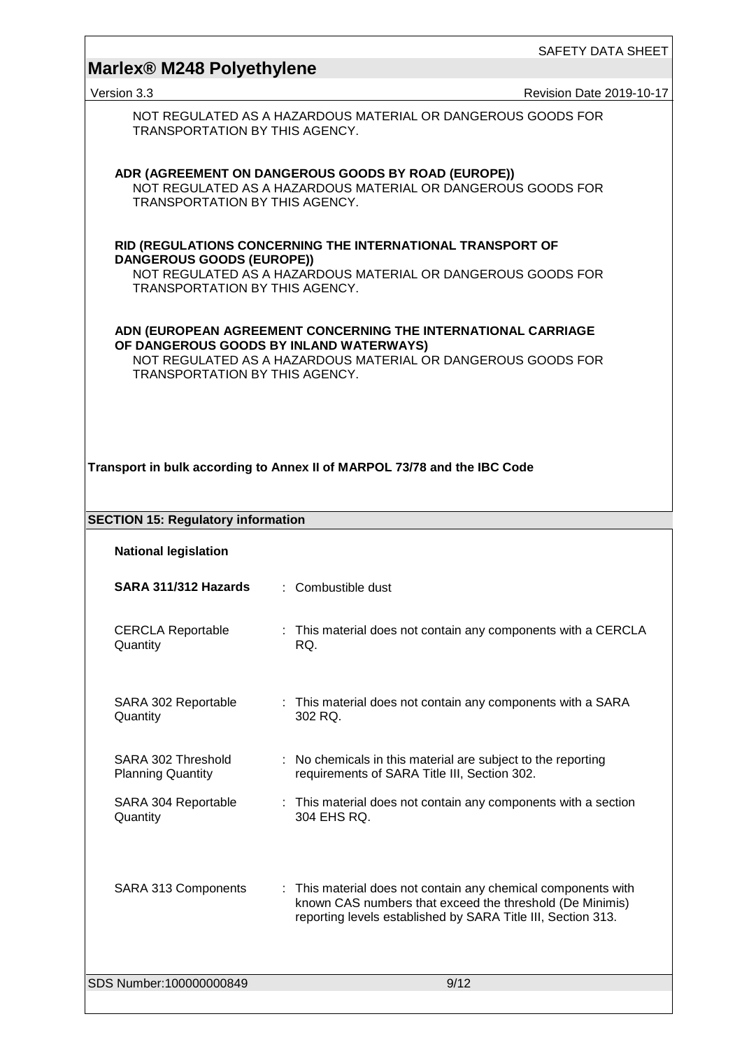NOT REGULATED AS A HAZARDOUS MATERIAL OR DANGEROUS GOODS FOR TRANSPORTATION BY THIS AGENCY.

**ADR (AGREEMENT ON DANGEROUS GOODS BY ROAD (EUROPE))**
NOT REGULATED AS A HAZARDOUS MATERIAL OR DANGEROUS GOODS FOR TRANSPORTATION BY THIS AGENCY.

**RID (REGULATIONS CONCERNING THE INTERNATIONAL TRANSPORT OF DANGEROUS GOODS (EUROPE))**
NOT REGULATED AS A HAZARDOUS MATERIAL OR DANGEROUS GOODS FOR TRANSPORTATION BY THIS AGENCY.

**ADN (EUROPEAN AGREEMENT CONCERNING THE INTERNATIONAL CARRIAGE OF DANGEROUS GOODS BY INLAND WATERWAYS)**
NOT REGULATED AS A HAZARDOUS MATERIAL OR DANGEROUS GOODS FOR TRANSPORTATION BY THIS AGENCY.

**Transport in bulk according to Annex II of MARPOL 73/78 and the IBC Code**

## SECTION 15: Regulatory information

**National legislation**

**SARA 311/312 Hazards** : Combustible dust

CERCLA Reportable Quantity : This material does not contain any components with a CERCLA RQ.

SARA 302 Reportable Quantity : This material does not contain any components with a SARA 302 RQ.

SARA 302 Threshold Planning Quantity : No chemicals in this material are subject to the reporting requirements of SARA Title III, Section 302.

SARA 304 Reportable Quantity : This material does not contain any components with a section 304 EHS RQ.

SARA 313 Components : This material does not contain any chemical components with known CAS numbers that exceed the threshold (De Minimis) reporting levels established by SARA Title III, Section 313.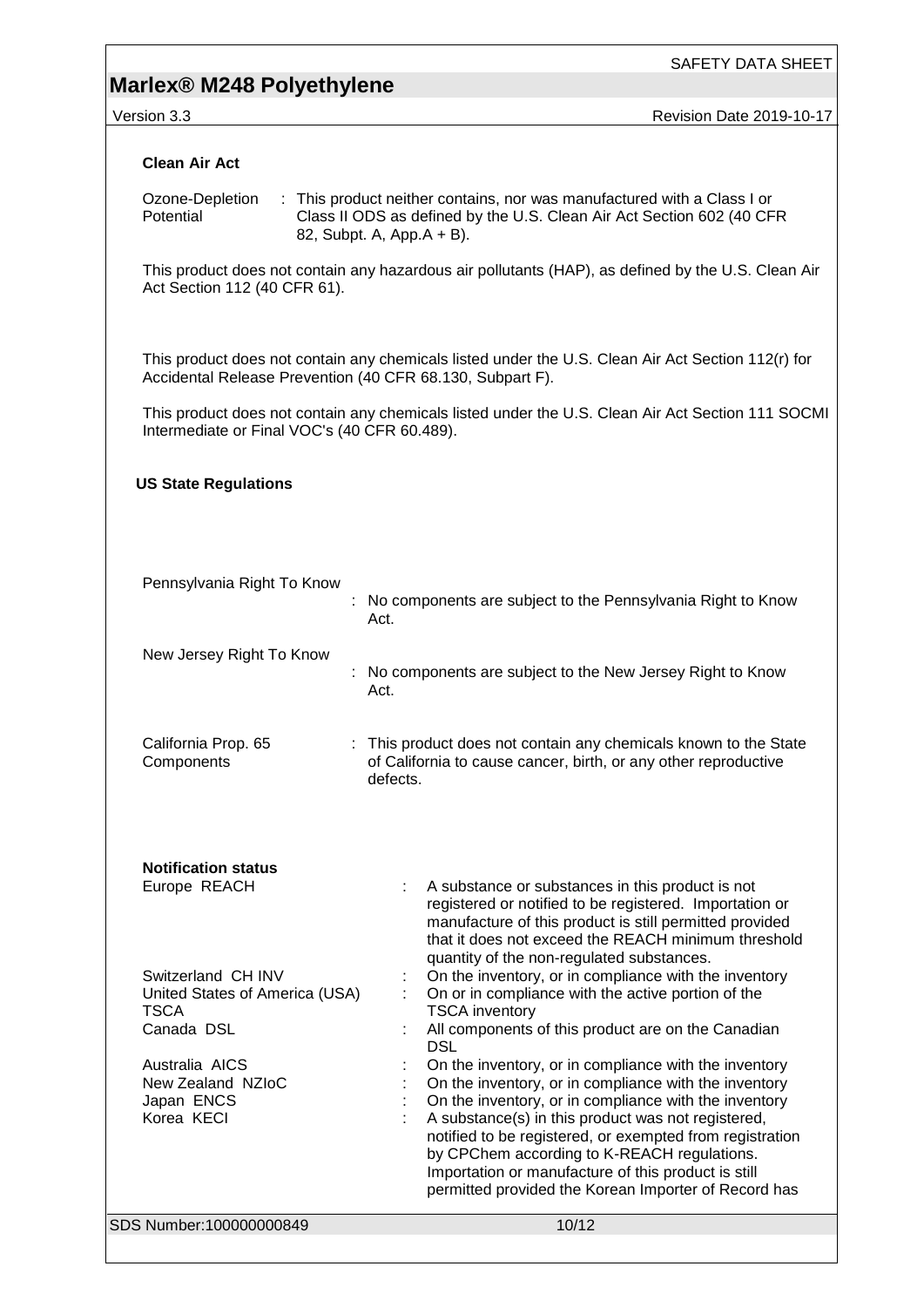**Clean Air Act**

Ozone-Depletion Potential : This product neither contains, nor was manufactured with a Class I or Class II ODS as defined by the U.S. Clean Air Act Section 602 (40 CFR 82, Subpt. A, App.A + B).

This product does not contain any hazardous air pollutants (HAP), as defined by the U.S. Clean Air Act Section 112 (40 CFR 61).

This product does not contain any chemicals listed under the U.S. Clean Air Act Section 112(r) for Accidental Release Prevention (40 CFR 68.130, Subpart F).

This product does not contain any chemicals listed under the U.S. Clean Air Act Section 111 SOCMI Intermediate or Final VOC's (40 CFR 60.489).

**US State Regulations**

Pennsylvania Right To Know : No components are subject to the Pennsylvania Right to Know Act.

New Jersey Right To Know : No components are subject to the New Jersey Right to Know Act.

California Prop. 65 Components : This product does not contain any chemicals known to the State of California to cause cancer, birth, or any other reproductive defects.

**Notification status**

Europe REACH : A substance or substances in this product is not registered or notified to be registered. Importation or manufacture of this product is still permitted provided that it does not exceed the REACH minimum threshold quantity of the non-regulated substances.

Switzerland CH INV : On the inventory, or in compliance with the inventory

United States of America (USA) TSCA : On or in compliance with the active portion of the TSCA inventory

Canada DSL : All components of this product are on the Canadian DSL

Australia AICS : On the inventory, or in compliance with the inventory

New Zealand NZIoC : On the inventory, or in compliance with the inventory

Japan ENCS : On the inventory, or in compliance with the inventory

Korea KECI : A substance(s) in this product was not registered, notified to be registered, or exempted from registration by CPChem according to K-REACH regulations. Importation or manufacture of this product is still permitted provided the Korean Importer of Record has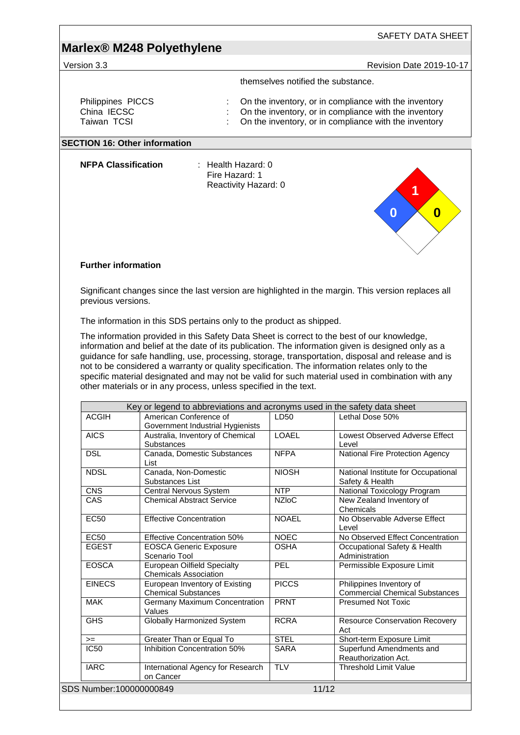themselves notified the substance.

| | | |
|---|---|---|
| Philippines PICCS | : | On the inventory, or in compliance with the inventory |
| China IECSC | : | On the inventory, or in compliance with the inventory |
| Taiwan TCSI | : | On the inventory, or in compliance with the inventory |

## SECTION 16: Other information

**NFPA Classification** : Health Hazard: 0
Fire Hazard: 1
Reactivity Hazard: 0

**Further information**

Significant changes since the last version are highlighted in the margin. This version replaces all previous versions.

The information in this SDS pertains only to the product as shipped.

The information provided in this Safety Data Sheet is correct to the best of our knowledge, information and belief at the date of its publication. The information given is designed only as a guidance for safe handling, use, processing, storage, transportation, disposal and release and is not to be considered a warranty or quality specification. The information relates only to the specific material designated and may not be valid for such material used in combination with any other materials or in any process, unless specified in the text.

| Key or legend to abbreviations and acronyms used in the safety data sheet | | | |
|---|---|---|---|
| ACGIH | American Conference of Government Industrial Hygienists | LD50 | Lethal Dose 50% |
| AICS | Australia, Inventory of Chemical Substances | LOAEL | Lowest Observed Adverse Effect Level |
| DSL | Canada, Domestic Substances List | NFPA | National Fire Protection Agency |
| NDSL | Canada, Non-Domestic Substances List | NIOSH | National Institute for Occupational Safety & Health |
| CNS | Central Nervous System | NTP | National Toxicology Program |
| CAS | Chemical Abstract Service | NZIoC | New Zealand Inventory of Chemicals |
| EC50 | Effective Concentration | NOAEL | No Observable Adverse Effect Level |
| EC50 | Effective Concentration 50% | NOEC | No Observed Effect Concentration |
| EGEST | EOSCA Generic Exposure Scenario Tool | OSHA | Occupational Safety & Health Administration |
| EOSCA | European Oilfield Specialty Chemicals Association | PEL | Permissible Exposure Limit |
| EINECS | European Inventory of Existing Chemical Substances | PICCS | Philippines Inventory of Commercial Chemical Substances |
| MAK | Germany Maximum Concentration Values | PRNT | Presumed Not Toxic |
| GHS | Globally Harmonized System | RCRA | Resource Conservation Recovery Act |
| >= | Greater Than or Equal To | STEL | Short-term Exposure Limit |
| IC50 | Inhibition Concentration 50% | SARA | Superfund Amendments and Reauthorization Act. |
| IARC | International Agency for Research on Cancer | TLV | Threshold Limit Value |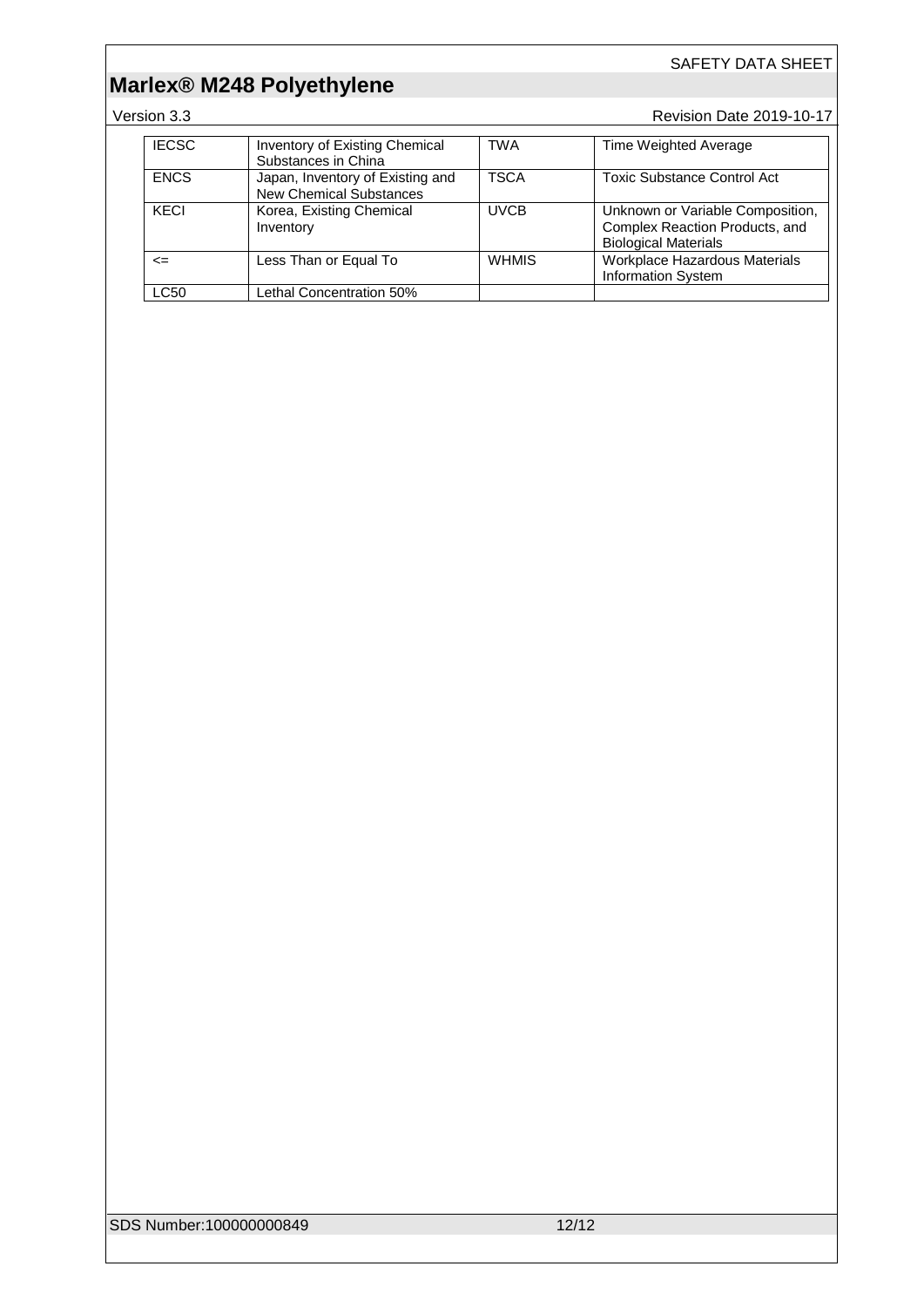| | | | |
|---|---|---|---|
| IECSC | Inventory of Existing Chemical Substances in China | TWA | Time Weighted Average |
| ENCS | Japan, Inventory of Existing and New Chemical Substances | TSCA | Toxic Substance Control Act |
| KECI | Korea, Existing Chemical Inventory | UVCB | Unknown or Variable Composition, Complex Reaction Products, and Biological Materials |
| <= | Less Than or Equal To | WHMIS | Workplace Hazardous Materials Information System |
| LC50 | Lethal Concentration 50% | | |